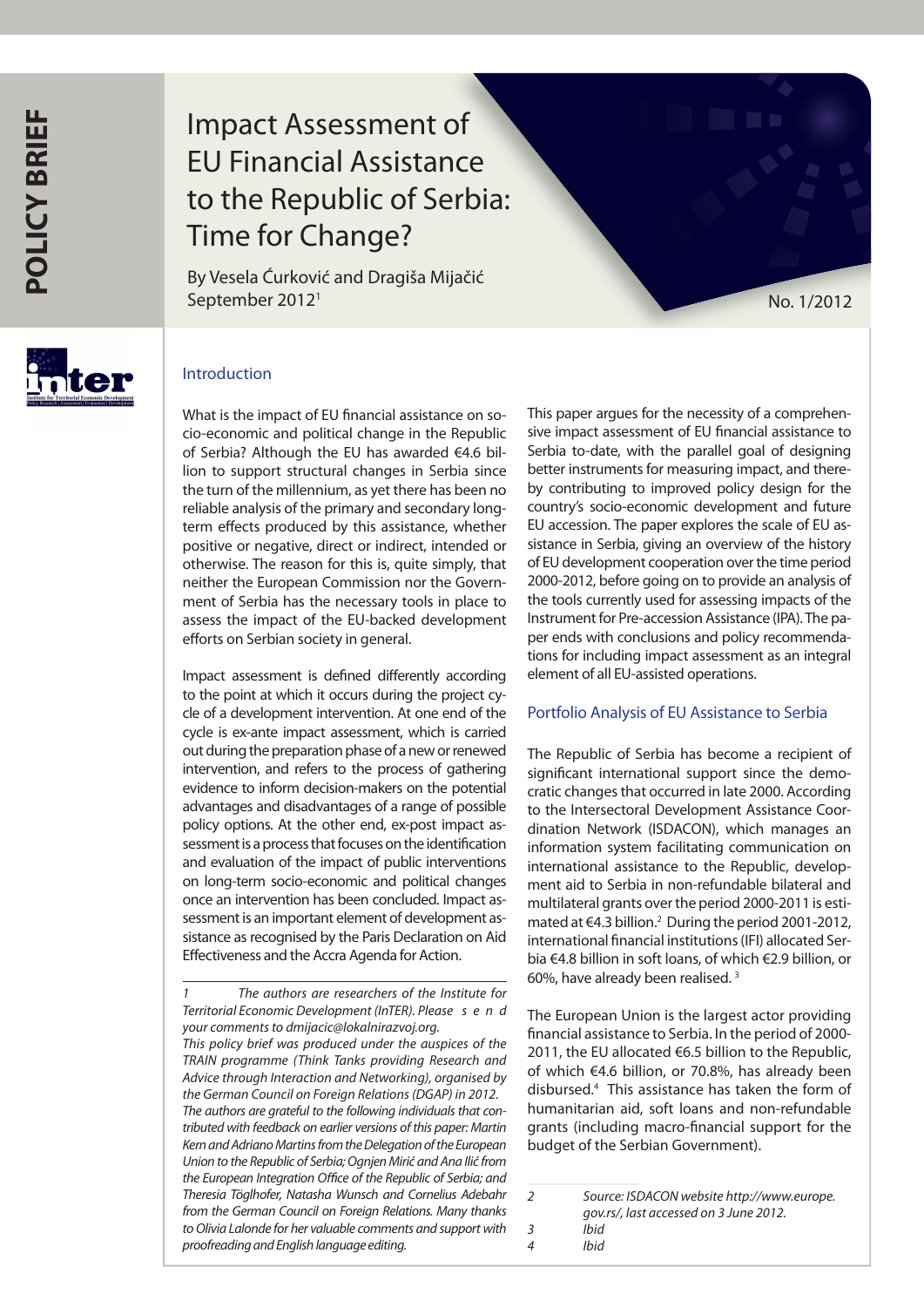POLICY BRIEF

# Impact Assessment of EU Financial Assistance to the Republic of Serbia: Time for Change?

By Vesela Ćurković and Dragiša Mijačić
September 2012[1]

No. 1/2012

## Introduction

What is the impact of EU financial assistance on socio-economic and political change in the Republic of Serbia? Although the EU has awarded €4.6 billion to support structural changes in Serbia since the turn of the millennium, as yet there has been no reliable analysis of the primary and secondary long-term effects produced by this assistance, whether positive or negative, direct or indirect, intended or otherwise. The reason for this is, quite simply, that neither the European Commission nor the Government of Serbia has the necessary tools in place to assess the impact of the EU-backed development efforts on Serbian society in general.

Impact assessment is defined differently according to the point at which it occurs during the project cycle of a development intervention. At one end of the cycle is ex-ante impact assessment, which is carried out during the preparation phase of a new or renewed intervention, and refers to the process of gathering evidence to inform decision-makers on the potential advantages and disadvantages of a range of possible policy options. At the other end, ex-post impact assessment is a process that focuses on the identification and evaluation of the impact of public interventions on long-term socio-economic and political changes once an intervention has been concluded. Impact assessment is an important element of development assistance as recognised by the Paris Declaration on Aid Effectiveness and the Accra Agenda for Action.

This paper argues for the necessity of a comprehensive impact assessment of EU financial assistance to Serbia to-date, with the parallel goal of designing better instruments for measuring impact, and thereby contributing to improved policy design for the country's socio-economic development and future EU accession. The paper explores the scale of EU assistance in Serbia, giving an overview of the history of EU development cooperation over the time period 2000-2012, before going on to provide an analysis of the tools currently used for assessing impacts of the Instrument for Pre-accession Assistance (IPA). The paper ends with conclusions and policy recommendations for including impact assessment as an integral element of all EU-assisted operations.

## Portfolio Analysis of EU Assistance to Serbia

The Republic of Serbia has become a recipient of significant international support since the democratic changes that occurred in late 2000. According to the Intersectoral Development Assistance Coordination Network (ISDACON), which manages an information system facilitating communication on international assistance to the Republic, development aid to Serbia in non-refundable bilateral and multilateral grants over the period 2000-2011 is estimated at €4.3 billion.[2] During the period 2001-2012, international financial institutions (IFI) allocated Serbia €4.8 billion in soft loans, of which €2.9 billion, or 60%, have already been realised.[3]

The European Union is the largest actor providing financial assistance to Serbia. In the period of 2000-2011, the EU allocated €6.5 billion to the Republic, of which €4.6 billion, or 70.8%, has already been disbursed.[4] This assistance has taken the form of humanitarian aid, soft loans and non-refundable grants (including macro-financial support for the budget of the Serbian Government).

---

*1 The authors are researchers of the Institute for Territorial Economic Development (InTER). Please send your comments to dmijacic@lokalnirazvoj.org.*
*This policy brief was produced under the auspices of the TRAIN programme (Think Tanks providing Research and Advice through Interaction and Networking), organised by the German Council on Foreign Relations (DGAP) in 2012.*
*The authors are grateful to the following individuals that contributed with feedback on earlier versions of this paper: Martin Kern and Adriano Martins from the Delegation of the European Union to the Republic of Serbia; Ognjen Mirić and Ana Ilić from the European Integration Office of the Republic of Serbia; and Theresia Töglhofer, Natasha Wunsch and Cornelius Adebahr from the German Council on Foreign Relations. Many thanks to Olivia Lalonde for her valuable comments and support with proofreading and English language editing.*

*2 Source: ISDACON website http://www.europe.gov.rs/, last accessed on 3 June 2012.*
*3 Ibid*
*4 Ibid*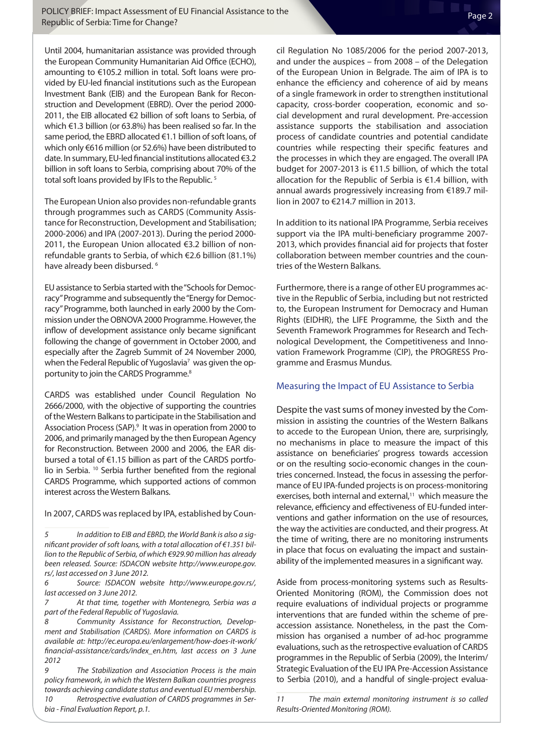Until 2004, humanitarian assistance was provided through the European Community Humanitarian Aid Office (ECHO), amounting to €105.2 million in total. Soft loans were provided by EU-led financial institutions such as the European Investment Bank (EIB) and the European Bank for Reconstruction and Development (EBRD). Over the period 2000-2011, the EIB allocated €2 billion of soft loans to Serbia, of which €1.3 billion (or 63.8%) has been realised so far. In the same period, the EBRD allocated €1.1 billion of soft loans, of which only €616 million (or 52.6%) have been distributed to date. In summary, EU-led financial institutions allocated €3.2 billion in soft loans to Serbia, comprising about 70% of the total soft loans provided by IFIs to the Republic. [5]

The European Union also provides non-refundable grants through programmes such as CARDS (Community Assistance for Reconstruction, Development and Stabilisation; 2000-2006) and IPA (2007-2013). During the period 2000-2011, the European Union allocated €3.2 billion of non-refundable grants to Serbia, of which €2.6 billion (81.1%) have already been disbursed. [6]

EU assistance to Serbia started with the "Schools for Democracy" Programme and subsequently the "Energy for Democracy" Programme, both launched in early 2000 by the Commission under the OBNOVA 2000 Programme. However, the inflow of development assistance only became significant following the change of government in October 2000, and especially after the Zagreb Summit of 24 November 2000, when the Federal Republic of Yugoslavia[7] was given the opportunity to join the CARDS Programme.[8]

CARDS was established under Council Regulation No 2666/2000, with the objective of supporting the countries of the Western Balkans to participate in the Stabilisation and Association Process (SAP).[9] It was in operation from 2000 to 2006, and primarily managed by the then European Agency for Reconstruction. Between 2000 and 2006, the EAR disbursed a total of €1.15 billion as part of the CARDS portfolio in Serbia. [10] Serbia further benefited from the regional CARDS Programme, which supported actions of common interest across the Western Balkans.

In 2007, CARDS was replaced by IPA, established by Council Regulation No 1085/2006 for the period 2007-2013, and under the auspices – from 2008 – of the Delegation of the European Union in Belgrade. The aim of IPA is to enhance the efficiency and coherence of aid by means of a single framework in order to strengthen institutional capacity, cross-border cooperation, economic and social development and rural development. Pre-accession assistance supports the stabilisation and association process of candidate countries and potential candidate countries while respecting their specific features and the processes in which they are engaged. The overall IPA budget for 2007-2013 is €11.5 billion, of which the total allocation for the Republic of Serbia is €1.4 billion, with annual awards progressively increasing from €189.7 million in 2007 to €214.7 million in 2013.

In addition to its national IPA Programme, Serbia receives support via the IPA multi-beneficiary programme 2007-2013, which provides financial aid for projects that foster collaboration between member countries and the countries of the Western Balkans.

Furthermore, there is a range of other EU programmes active in the Republic of Serbia, including but not restricted to, the European Instrument for Democracy and Human Rights (EIDHR), the LIFE Programme, the Sixth and the Seventh Framework Programmes for Research and Technological Development, the Competitiveness and Innovation Framework Programme (CIP), the PROGRESS Programme and Erasmus Mundus.

## Measuring the Impact of EU Assistance to Serbia

Despite the vast sums of money invested by the Commission in assisting the countries of the Western Balkans to accede to the European Union, there are, surprisingly, no mechanisms in place to measure the impact of this assistance on beneficiaries' progress towards accession or on the resulting socio-economic changes in the countries concerned. Instead, the focus in assessing the performance of EU IPA-funded projects is on process-monitoring exercises, both internal and external,[11] which measure the relevance, efficiency and effectiveness of EU-funded interventions and gather information on the use of resources, the way the activities are conducted, and their progress. At the time of writing, there are no monitoring instruments in place that focus on evaluating the impact and sustainability of the implemented measures in a significant way.

Aside from process-monitoring systems such as Results-Oriented Monitoring (ROM), the Commission does not require evaluations of individual projects or programme interventions that are funded within the scheme of pre-accession assistance. Nonetheless, in the past the Commission has organised a number of ad-hoc programme evaluations, such as the retrospective evaluation of CARDS programmes in the Republic of Serbia (2009), the Interim/Strategic Evaluation of the EU IPA Pre-Accession Assistance to Serbia (2010), and a handful of single-project evalua-

---

*5 In addition to EIB and EBRD, the World Bank is also a significant provider of soft loans, with a total allocation of €1.351 billion to the Republic of Serbia, of which €929.90 million has already been released. Source: ISDACON website http://www.europe.gov.rs/, last accessed on 3 June 2012.*

*6 Source: ISDACON website http://www.europe.gov.rs/, last accessed on 3 June 2012.*

*7 At that time, together with Montenegro, Serbia was a part of the Federal Republic of Yugoslavia.*

*8 Community Assistance for Reconstruction, Development and Stabilisation (CARDS). More information on CARDS is available at: http://ec.europa.eu/enlargement/how-does-it-work/financial-assistance/cards/index_en.htm, last access on 3 June 2012*

*9 The Stabilization and Association Process is the main policy framework, in which the Western Balkan countries progress towards achieving candidate status and eventual EU membership.*

*10 Retrospective evaluation of CARDS programmes in Serbia - Final Evaluation Report, p.1.*

*11 The main external monitoring instrument is so called Results-Oriented Monitoring (ROM).*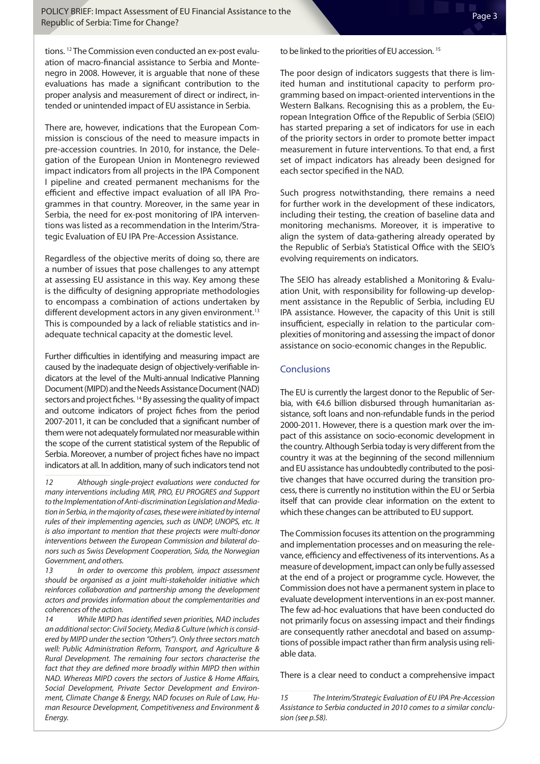tions.[12] The Commission even conducted an ex-post evaluation of macro-financial assistance to Serbia and Montenegro in 2008. However, it is arguable that none of these evaluations has made a significant contribution to the proper analysis and measurement of direct or indirect, intended or unintended impact of EU assistance in Serbia.

There are, however, indications that the European Commission is conscious of the need to measure impacts in pre-accession countries. In 2010, for instance, the Delegation of the European Union in Montenegro reviewed impact indicators from all projects in the IPA Component I pipeline and created permanent mechanisms for the efficient and effective impact evaluation of all IPA Programmes in that country. Moreover, in the same year in Serbia, the need for ex-post monitoring of IPA interventions was listed as a recommendation in the Interim/Strategic Evaluation of EU IPA Pre-Accession Assistance.

Regardless of the objective merits of doing so, there are a number of issues that pose challenges to any attempt at assessing EU assistance in this way. Key among these is the difficulty of designing appropriate methodologies to encompass a combination of actions undertaken by different development actors in any given environment.[13] This is compounded by a lack of reliable statistics and inadequate technical capacity at the domestic level.

Further difficulties in identifying and measuring impact are caused by the inadequate design of objectively-verifiable indicators at the level of the Multi-annual Indicative Planning Document (MIPD) and the Needs Assistance Document (NAD) sectors and project fiches.[14] By assessing the quality of impact and outcome indicators of project fiches from the period 2007-2011, it can be concluded that a significant number of them were not adequately formulated nor measurable within the scope of the current statistical system of the Republic of Serbia. Moreover, a number of project fiches have no impact indicators at all. In addition, many of such indicators tend not to be linked to the priorities of EU accession.[15]

The poor design of indicators suggests that there is limited human and institutional capacity to perform programming based on impact-oriented interventions in the Western Balkans. Recognising this as a problem, the European Integration Office of the Republic of Serbia (SEIO) has started preparing a set of indicators for use in each of the priority sectors in order to promote better impact measurement in future interventions. To that end, a first set of impact indicators has already been designed for each sector specified in the NAD.

Such progress notwithstanding, there remains a need for further work in the development of these indicators, including their testing, the creation of baseline data and monitoring mechanisms. Moreover, it is imperative to align the system of data-gathering already operated by the Republic of Serbia's Statistical Office with the SEIO's evolving requirements on indicators.

The SEIO has already established a Monitoring & Evaluation Unit, with responsibility for following-up development assistance in the Republic of Serbia, including EU IPA assistance. However, the capacity of this Unit is still insufficient, especially in relation to the particular complexities of monitoring and assessing the impact of donor assistance on socio-economic changes in the Republic.

## Conclusions

The EU is currently the largest donor to the Republic of Serbia, with €4.6 billion disbursed through humanitarian assistance, soft loans and non-refundable funds in the period 2000-2011. However, there is a question mark over the impact of this assistance on socio-economic development in the country. Although Serbia today is very different from the country it was at the beginning of the second millennium and EU assistance has undoubtedly contributed to the positive changes that have occurred during the transition process, there is currently no institution within the EU or Serbia itself that can provide clear information on the extent to which these changes can be attributed to EU support.

The Commission focuses its attention on the programming and implementation processes and on measuring the relevance, efficiency and effectiveness of its interventions. As a measure of development, impact can only be fully assessed at the end of a project or programme cycle. However, the Commission does not have a permanent system in place to evaluate development interventions in an ex-post manner. The few ad-hoc evaluations that have been conducted do not primarily focus on assessing impact and their findings are consequently rather anecdotal and based on assumptions of possible impact rather than firm analysis using reliable data.

There is a clear need to conduct a comprehensive impact

---

*[12] Although single-project evaluations were conducted for many interventions including MIR, PRO, EU PROGRES and Support to the Implementation of Anti-discrimination Legislation and Mediation in Serbia, in the majority of cases, these were initiated by internal rules of their implementing agencies, such as UNDP, UNOPS, etc. It is also important to mention that these projects were multi-donor interventions between the European Commission and bilateral donors such as Swiss Development Cooperation, Sida, the Norwegian Government, and others.*

*[13] In order to overcome this problem, impact assessment should be organised as a joint multi-stakeholder initiative which reinforces collaboration and partnership among the development actors and provides information about the complementarities and coherences of the action.*

*[14] While MIPD has identified seven priorities, NAD includes an additional sector: Civil Society, Media & Culture (which is considered by MIPD under the section "Others"). Only three sectors match well: Public Administration Reform, Transport, and Agriculture & Rural Development. The remaining four sectors characterise the fact that they are defined more broadly within MIPD then within NAD. Whereas MIPD covers the sectors of Justice & Home Affairs, Social Development, Private Sector Development and Environment, Climate Change & Energy, NAD focuses on Rule of Law, Human Resource Development, Competitiveness and Environment & Energy.*

*[15] The Interim/Strategic Evaluation of EU IPA Pre-Accession Assistance to Serbia conducted in 2010 comes to a similar conclusion (see p.58).*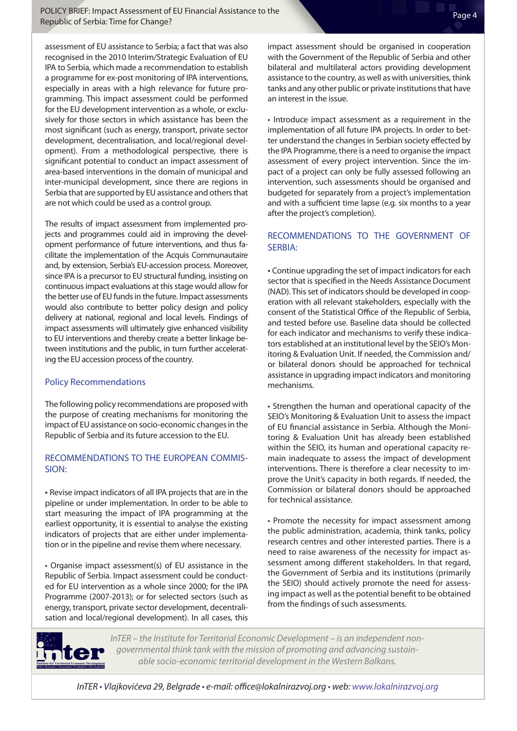assessment of EU assistance to Serbia; a fact that was also recognised in the 2010 Interim/Strategic Evaluation of EU IPA to Serbia, which made a recommendation to establish a programme for ex-post monitoring of IPA interventions, especially in areas with a high relevance for future programming. This impact assessment could be performed for the EU development intervention as a whole, or exclusively for those sectors in which assistance has been the most significant (such as energy, transport, private sector development, decentralisation, and local/regional development). From a methodological perspective, there is significant potential to conduct an impact assessment of area-based interventions in the domain of municipal and inter-municipal development, since there are regions in Serbia that are supported by EU assistance and others that are not which could be used as a control group.

The results of impact assessment from implemented projects and programmes could aid in improving the development performance of future interventions, and thus facilitate the implementation of the Acquis Communautaire and, by extension, Serbia's EU-accession process. Moreover, since IPA is a precursor to EU structural funding, insisting on continuous impact evaluations at this stage would allow for the better use of EU funds in the future. Impact assessments would also contribute to better policy design and policy delivery at national, regional and local levels. Findings of impact assessments will ultimately give enhanced visibility to EU interventions and thereby create a better linkage between institutions and the public, in turn further accelerating the EU accession process of the country.

## Policy Recommendations

The following policy recommendations are proposed with the purpose of creating mechanisms for monitoring the impact of EU assistance on socio-economic changes in the Republic of Serbia and its future accession to the EU.

### RECOMMENDATIONS TO THE EUROPEAN COMMISSION:

• Revise impact indicators of all IPA projects that are in the pipeline or under implementation. In order to be able to start measuring the impact of IPA programming at the earliest opportunity, it is essential to analyse the existing indicators of projects that are either under implementation or in the pipeline and revise them where necessary.

• Organise impact assessment(s) of EU assistance in the Republic of Serbia. Impact assessment could be conducted for EU intervention as a whole since 2000; for the IPA Programme (2007-2013); or for selected sectors (such as energy, transport, private sector development, decentralisation and local/regional development). In all cases, this impact assessment should be organised in cooperation with the Government of the Republic of Serbia and other bilateral and multilateral actors providing development assistance to the country, as well as with universities, think tanks and any other public or private institutions that have an interest in the issue.

• Introduce impact assessment as a requirement in the implementation of all future IPA projects. In order to better understand the changes in Serbian society effected by the IPA Programme, there is a need to organise the impact assessment of every project intervention. Since the impact of a project can only be fully assessed following an intervention, such assessments should be organised and budgeted for separately from a project's implementation and with a sufficient time lapse (e.g. six months to a year after the project's completion).

### RECOMMENDATIONS TO THE GOVERNMENT OF SERBIA:

• Continue upgrading the set of impact indicators for each sector that is specified in the Needs Assistance Document (NAD). This set of indicators should be developed in cooperation with all relevant stakeholders, especially with the consent of the Statistical Office of the Republic of Serbia, and tested before use. Baseline data should be collected for each indicator and mechanisms to verify these indicators established at an institutional level by the SEIO's Monitoring & Evaluation Unit. If needed, the Commission and/or bilateral donors should be approached for technical assistance in upgrading impact indicators and monitoring mechanisms.

• Strengthen the human and operational capacity of the SEIO's Monitoring & Evaluation Unit to assess the impact of EU financial assistance in Serbia. Although the Monitoring & Evaluation Unit has already been established within the SEIO, its human and operational capacity remain inadequate to assess the impact of development interventions. There is therefore a clear necessity to improve the Unit's capacity in both regards. If needed, the Commission or bilateral donors should be approached for technical assistance.

• Promote the necessity for impact assessment among the public administration, academia, think tanks, policy research centres and other interested parties. There is a need to raise awareness of the necessity for impact assessment among different stakeholders. In that regard, the Government of Serbia and its institutions (primarily the SEIO) should actively promote the need for assessing impact as well as the potential benefit to be obtained from the findings of such assessments.

*InTER – the Institute for Territorial Economic Development – is an independent non-governmental think tank with the mission of promoting and advancing sustainable socio-economic territorial development in the Western Balkans.*

*InTER • Vlajkovićeva 29, Belgrade • e-mail: office@lokalnirazvoj.org • web: www.lokalnirazvoj.org*